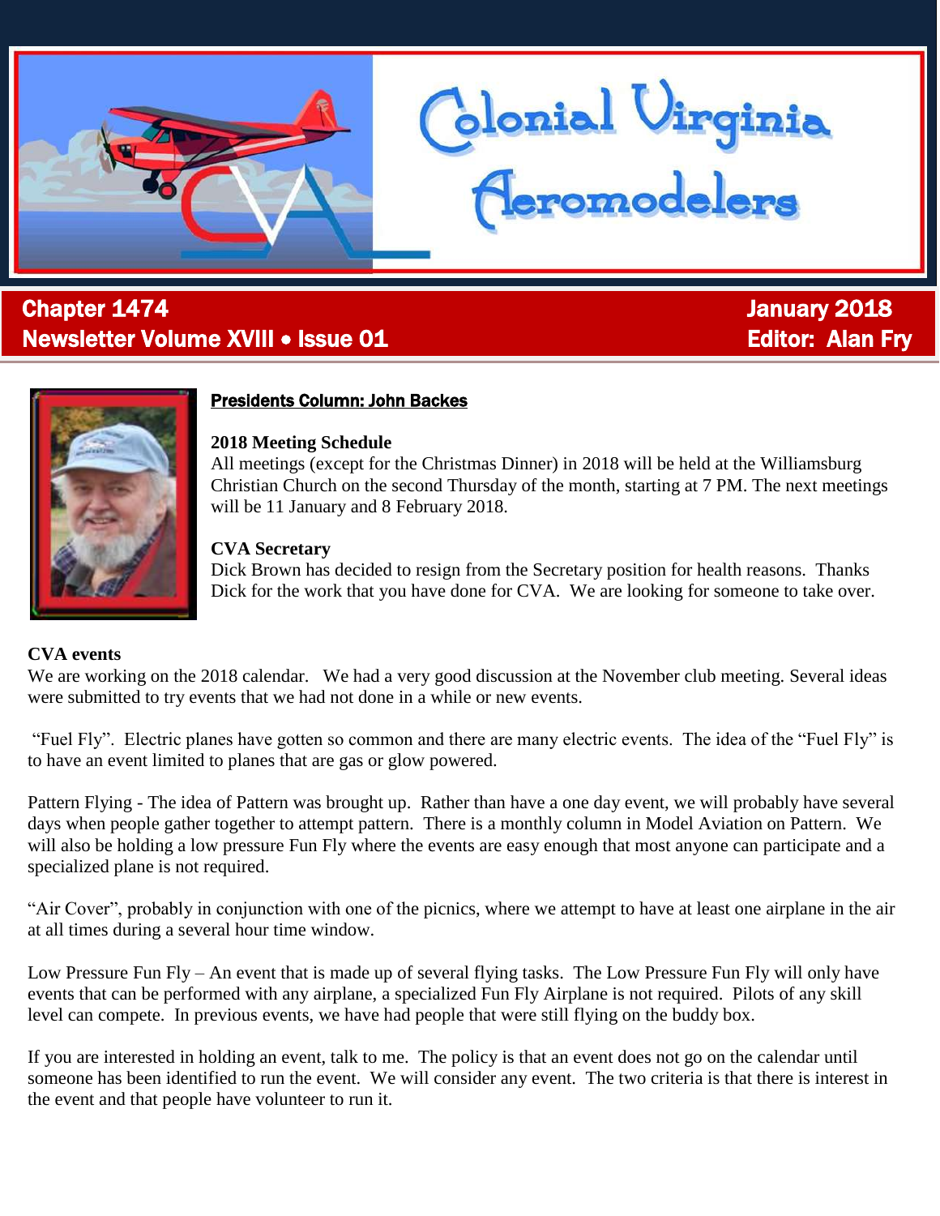# Colonial Virginia Aeromodelers

**Chapter 1474** **January 2018**
**Newsletter Volume XVIII • Issue 01** **Editor: Alan Fry**

## Presidents Column: John Backes

**2018 Meeting Schedule**
All meetings (except for the Christmas Dinner) in 2018 will be held at the Williamsburg Christian Church on the second Thursday of the month, starting at 7 PM. The next meetings will be 11 January and 8 February 2018.

**CVA Secretary**
Dick Brown has decided to resign from the Secretary position for health reasons. Thanks Dick for the work that you have done for CVA. We are looking for someone to take over.

**CVA events**
We are working on the 2018 calendar. We had a very good discussion at the November club meeting. Several ideas were submitted to try events that we had not done in a while or new events.

"Fuel Fly". Electric planes have gotten so common and there are many electric events. The idea of the "Fuel Fly" is to have an event limited to planes that are gas or glow powered.

Pattern Flying - The idea of Pattern was brought up. Rather than have a one day event, we will probably have several days when people gather together to attempt pattern. There is a monthly column in Model Aviation on Pattern. We will also be holding a low pressure Fun Fly where the events are easy enough that most anyone can participate and a specialized plane is not required.

"Air Cover", probably in conjunction with one of the picnics, where we attempt to have at least one airplane in the air at all times during a several hour time window.

Low Pressure Fun Fly – An event that is made up of several flying tasks. The Low Pressure Fun Fly will only have events that can be performed with any airplane, a specialized Fun Fly Airplane is not required. Pilots of any skill level can compete. In previous events, we have had people that were still flying on the buddy box.

If you are interested in holding an event, talk to me. The policy is that an event does not go on the calendar until someone has been identified to run the event. We will consider any event. The two criteria is that there is interest in the event and that people have volunteer to run it.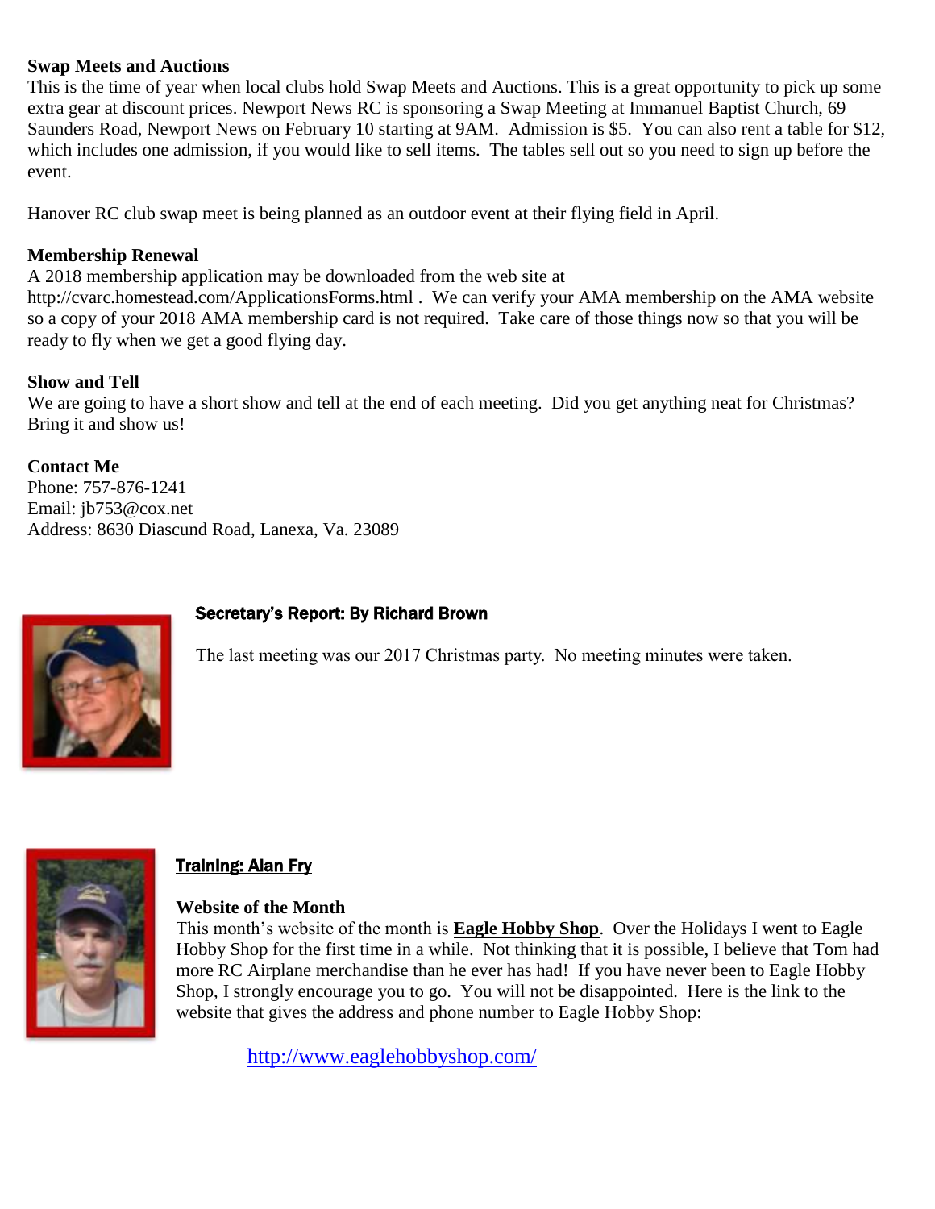**Swap Meets and Auctions**

This is the time of year when local clubs hold Swap Meets and Auctions. This is a great opportunity to pick up some extra gear at discount prices. Newport News RC is sponsoring a Swap Meeting at Immanuel Baptist Church, 69 Saunders Road, Newport News on February 10 starting at 9AM. Admission is $5. You can also rent a table for $12, which includes one admission, if you would like to sell items. The tables sell out so you need to sign up before the event.

Hanover RC club swap meet is being planned as an outdoor event at their flying field in April.

**Membership Renewal**

A 2018 membership application may be downloaded from the web site at http://cvarc.homestead.com/ApplicationsForms.html . We can verify your AMA membership on the AMA website so a copy of your 2018 AMA membership card is not required. Take care of those things now so that you will be ready to fly when we get a good flying day.

**Show and Tell**

We are going to have a short show and tell at the end of each meeting. Did you get anything neat for Christmas? Bring it and show us!

**Contact Me**

Phone: 757-876-1241
Email: jb753@cox.net
Address: 8630 Diascund Road, Lanexa, Va. 23089

## Secretary's Report: By Richard Brown

The last meeting was our 2017 Christmas party. No meeting minutes were taken.

## Training: Alan Fry

**Website of the Month**

This month's website of the month is **Eagle Hobby Shop**. Over the Holidays I went to Eagle Hobby Shop for the first time in a while. Not thinking that it is possible, I believe that Tom had more RC Airplane merchandise than he ever has had! If you have never been to Eagle Hobby Shop, I strongly encourage you to go. You will not be disappointed. Here is the link to the website that gives the address and phone number to Eagle Hobby Shop:

http://www.eaglehobbyshop.com/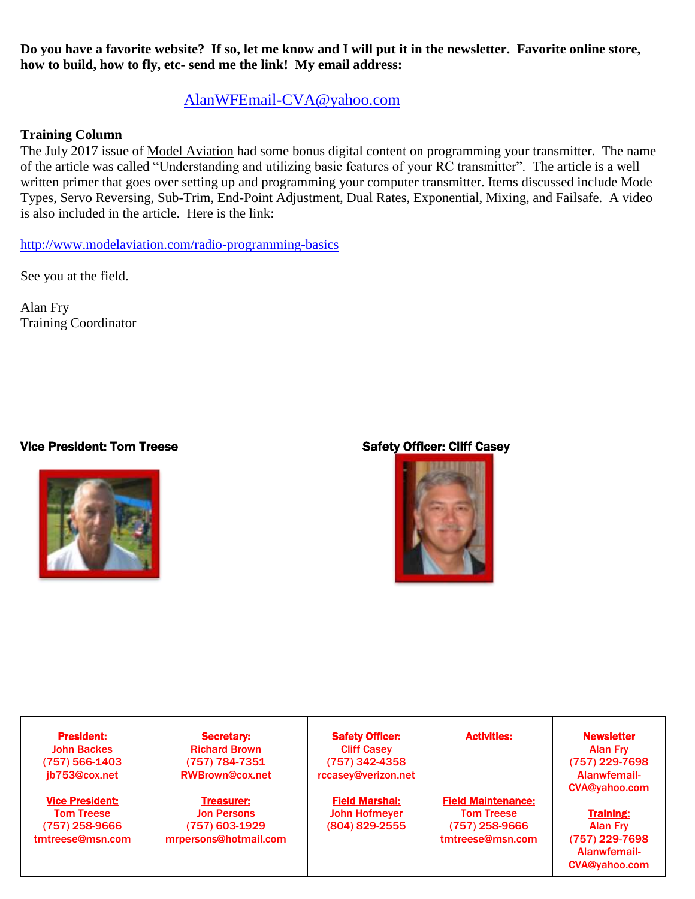**Do you have a favorite website? If so, let me know and I will put it in the newsletter. Favorite online store, how to build, how to fly, etc- send me the link! My email address:**

AlanWFEmail-CVA@yahoo.com

**Training Column**

The July 2017 issue of Model Aviation had some bonus digital content on programming your transmitter. The name of the article was called "Understanding and utilizing basic features of your RC transmitter". The article is a well written primer that goes over setting up and programming your computer transmitter. Items discussed include Mode Types, Servo Reversing, Sub-Trim, End-Point Adjustment, Dual Rates, Exponential, Mixing, and Failsafe. A video is also included in the article. Here is the link:

http://www.modelaviation.com/radio-programming-basics

See you at the field.

Alan Fry
Training Coordinator

**Vice President: Tom Treese**

**Safety Officer: Cliff Casey**

| | | | | |
|---|---|---|---|---|
| **President:** John Backes (757) 566-1403 jb753@cox.net | **Secretary:** Richard Brown (757) 784-7351 RWBrown@cox.net | **Safety Officer:** Cliff Casey (757) 342-4358 rccasey@verizon.net | **Activities:** | **Newsletter** Alan Fry (757) 229-7698 Alanwfemail-CVA@yahoo.com |
| **Vice President:** Tom Treese (757) 258-9666 tmtreese@msn.com | **Treasurer:** Jon Persons (757) 603-1929 mrpersons@hotmail.com | **Field Marshal:** John Hofmeyer (804) 829-2555 | **Field Maintenance:** Tom Treese (757) 258-9666 tmtreese@msn.com | **Training:** Alan Fry (757) 229-7698 Alanwfemail-CVA@yahoo.com |